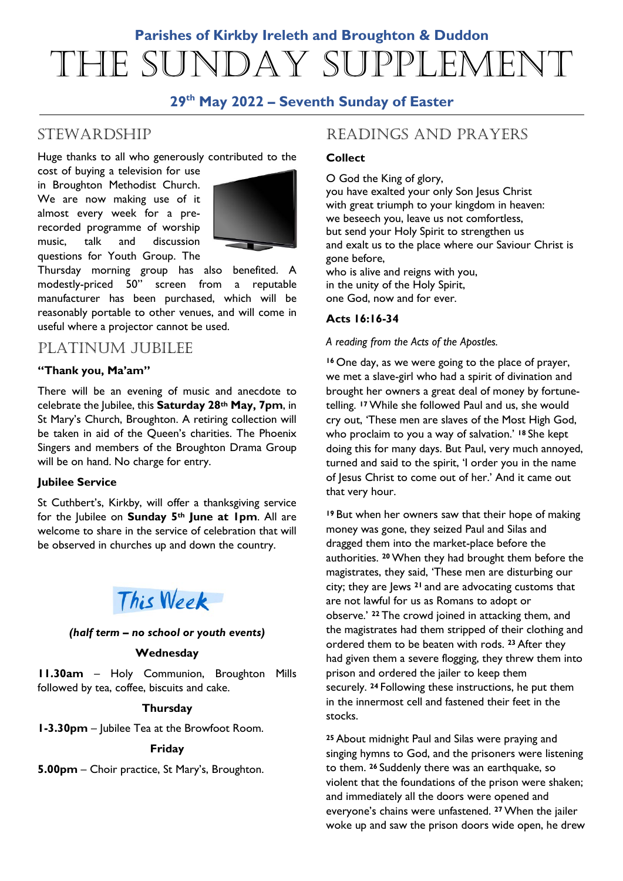# Parishes of Kirkby Ireleth and Broughton & Duddon

# THE SUNDAY SUPPLEMENT

### 29th May 2022 – Seventh Sunday of Easter

## STEWARDSHIP

Huge thanks to all who generously contributed to the cost of buying a television for use in Broughton Methodist Church. We are now making use of it almost every week for a pre-recorded programme of worship music, talk and discussion questions for Youth Group. The Thursday morning group has also benefited. A modestly-priced 50" screen from a reputable manufacturer has been purchased, which will be reasonably portable to other venues, and will come in useful where a projector cannot be used.

## PLATINUM JUBILEE

**"Thank you, Ma'am"**

There will be an evening of music and anecdote to celebrate the Jubilee, this **Saturday 28th May, 7pm**, in St Mary's Church, Broughton. A retiring collection will be taken in aid of the Queen's charities. The Phoenix Singers and members of the Broughton Drama Group will be on hand. No charge for entry.

**Jubilee Service**

St Cuthbert's, Kirkby, will offer a thanksgiving service for the Jubilee on **Sunday 5th June at 1pm**. All are welcome to share in the service of celebration that will be observed in churches up and down the country.

## This Week

***(half term – no school or youth events)***

**Wednesday**

**11.30am** – Holy Communion, Broughton Mills followed by tea, coffee, biscuits and cake.

**Thursday**

**1-3.30pm** – Jubilee Tea at the Browfoot Room.

**Friday**

**5.00pm** – Choir practice, St Mary's, Broughton.

## READINGS AND PRAYERS

**Collect**

O God the King of glory,
you have exalted your only Son Jesus Christ
with great triumph to your kingdom in heaven:
we beseech you, leave us not comfortless,
but send your Holy Spirit to strengthen us
and exalt us to the place where our Saviour Christ is gone before,
who is alive and reigns with you,
in the unity of the Holy Spirit,
one God, now and for ever.

**Acts 16:16-34**

*A reading from the Acts of the Apostles.*

[16] One day, as we were going to the place of prayer, we met a slave-girl who had a spirit of divination and brought her owners a great deal of money by fortune-telling. [17] While she followed Paul and us, she would cry out, 'These men are slaves of the Most High God, who proclaim to you a way of salvation.' [18] She kept doing this for many days. But Paul, very much annoyed, turned and said to the spirit, 'I order you in the name of Jesus Christ to come out of her.' And it came out that very hour.

[19] But when her owners saw that their hope of making money was gone, they seized Paul and Silas and dragged them into the market-place before the authorities. [20] When they had brought them before the magistrates, they said, 'These men are disturbing our city; they are Jews [21] and are advocating customs that are not lawful for us as Romans to adopt or observe.' [22] The crowd joined in attacking them, and the magistrates had them stripped of their clothing and ordered them to be beaten with rods. [23] After they had given them a severe flogging, they threw them into prison and ordered the jailer to keep them securely. [24] Following these instructions, he put them in the innermost cell and fastened their feet in the stocks.

[25] About midnight Paul and Silas were praying and singing hymns to God, and the prisoners were listening to them. [26] Suddenly there was an earthquake, so violent that the foundations of the prison were shaken; and immediately all the doors were opened and everyone's chains were unfastened. [27] When the jailer woke up and saw the prison doors wide open, he drew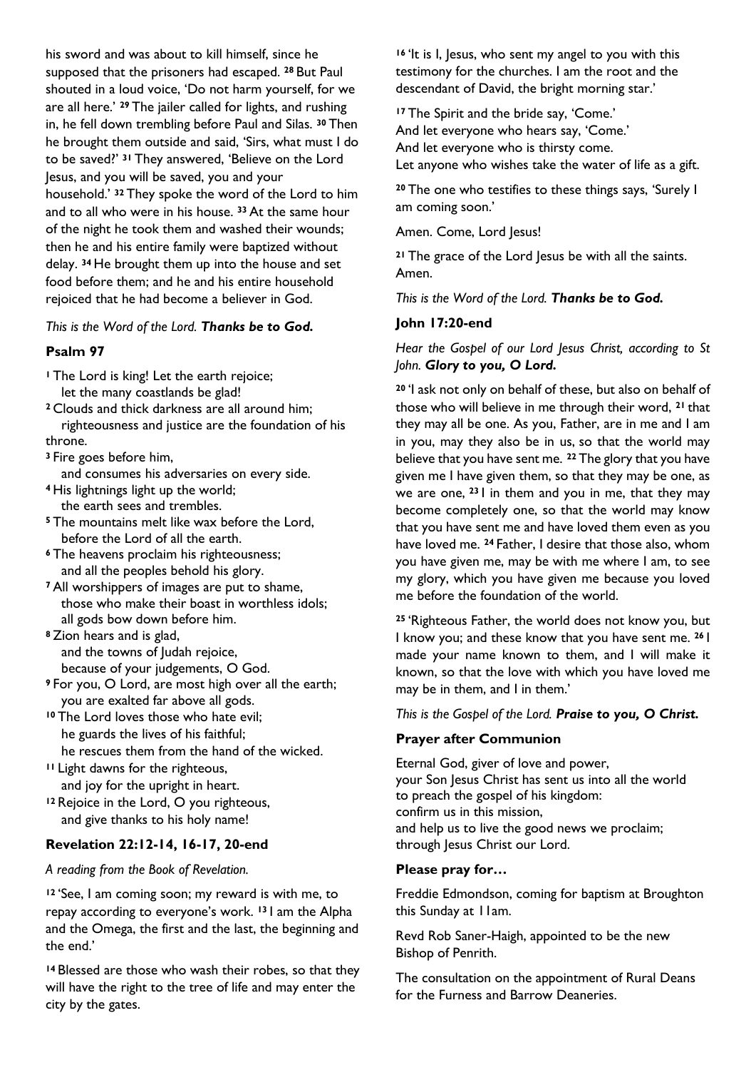his sword and was about to kill himself, since he supposed that the prisoners had escaped. [28] But Paul shouted in a loud voice, 'Do not harm yourself, for we are all here.' [29] The jailer called for lights, and rushing in, he fell down trembling before Paul and Silas. [30] Then he brought them outside and said, 'Sirs, what must I do to be saved?' [31] They answered, 'Believe on the Lord Jesus, and you will be saved, you and your household.' [32] They spoke the word of the Lord to him and to all who were in his house. [33] At the same hour of the night he took them and washed their wounds; then he and his entire family were baptized without delay. [34] He brought them up into the house and set food before them; and he and his entire household rejoiced that he had become a believer in God.

*This is the Word of the Lord.* ***Thanks be to God.***

### Psalm 97

[1] The Lord is king! Let the earth rejoice;
let the many coastlands be glad!
[2] Clouds and thick darkness are all around him;
righteousness and justice are the foundation of his throne.
[3] Fire goes before him,
and consumes his adversaries on every side.
[4] His lightnings light up the world;
the earth sees and trembles.
[5] The mountains melt like wax before the Lord,
before the Lord of all the earth.
[6] The heavens proclaim his righteousness;
and all the peoples behold his glory.
[7] All worshippers of images are put to shame,
those who make their boast in worthless idols;
all gods bow down before him.
[8] Zion hears and is glad,
and the towns of Judah rejoice,
because of your judgements, O God.
[9] For you, O Lord, are most high over all the earth;
you are exalted far above all gods.
[10] The Lord loves those who hate evil;
he guards the lives of his faithful;
he rescues them from the hand of the wicked.
[11] Light dawns for the righteous,
and joy for the upright in heart.
[12] Rejoice in the Lord, O you righteous,
and give thanks to his holy name!

### Revelation 22:12-14, 16-17, 20-end

*A reading from the Book of Revelation.*

[12] 'See, I am coming soon; my reward is with me, to repay according to everyone's work. [13] I am the Alpha and the Omega, the first and the last, the beginning and the end.'

[14] Blessed are those who wash their robes, so that they will have the right to the tree of life and may enter the city by the gates.

[16] 'It is I, Jesus, who sent my angel to you with this testimony for the churches. I am the root and the descendant of David, the bright morning star.'

[17] The Spirit and the bride say, 'Come.'
And let everyone who hears say, 'Come.'
And let everyone who is thirsty come.
Let anyone who wishes take the water of life as a gift.

[20] The one who testifies to these things says, 'Surely I am coming soon.'

Amen. Come, Lord Jesus!

[21] The grace of the Lord Jesus be with all the saints. Amen.

*This is the Word of the Lord.* ***Thanks be to God.***

### John 17:20-end

*Hear the Gospel of our Lord Jesus Christ, according to St John.* ***Glory to you, O Lord.***

[20] 'I ask not only on behalf of these, but also on behalf of those who will believe in me through their word, [21] that they may all be one. As you, Father, are in me and I am in you, may they also be in us, so that the world may believe that you have sent me. [22] The glory that you have given me I have given them, so that they may be one, as we are one, [23] I in them and you in me, that they may become completely one, so that the world may know that you have sent me and have loved them even as you have loved me. [24] Father, I desire that those also, whom you have given me, may be with me where I am, to see my glory, which you have given me because you loved me before the foundation of the world.

[25] 'Righteous Father, the world does not know you, but I know you; and these know that you have sent me. [26] I made your name known to them, and I will make it known, so that the love with which you have loved me may be in them, and I in them.'

*This is the Gospel of the Lord.* ***Praise to you, O Christ.***

### Prayer after Communion

Eternal God, giver of love and power,
your Son Jesus Christ has sent us into all the world
to preach the gospel of his kingdom:
confirm us in this mission,
and help us to live the good news we proclaim;
through Jesus Christ our Lord.

### Please pray for…

Freddie Edmondson, coming for baptism at Broughton this Sunday at 11am.

Revd Rob Saner-Haigh, appointed to be the new Bishop of Penrith.

The consultation on the appointment of Rural Deans for the Furness and Barrow Deaneries.